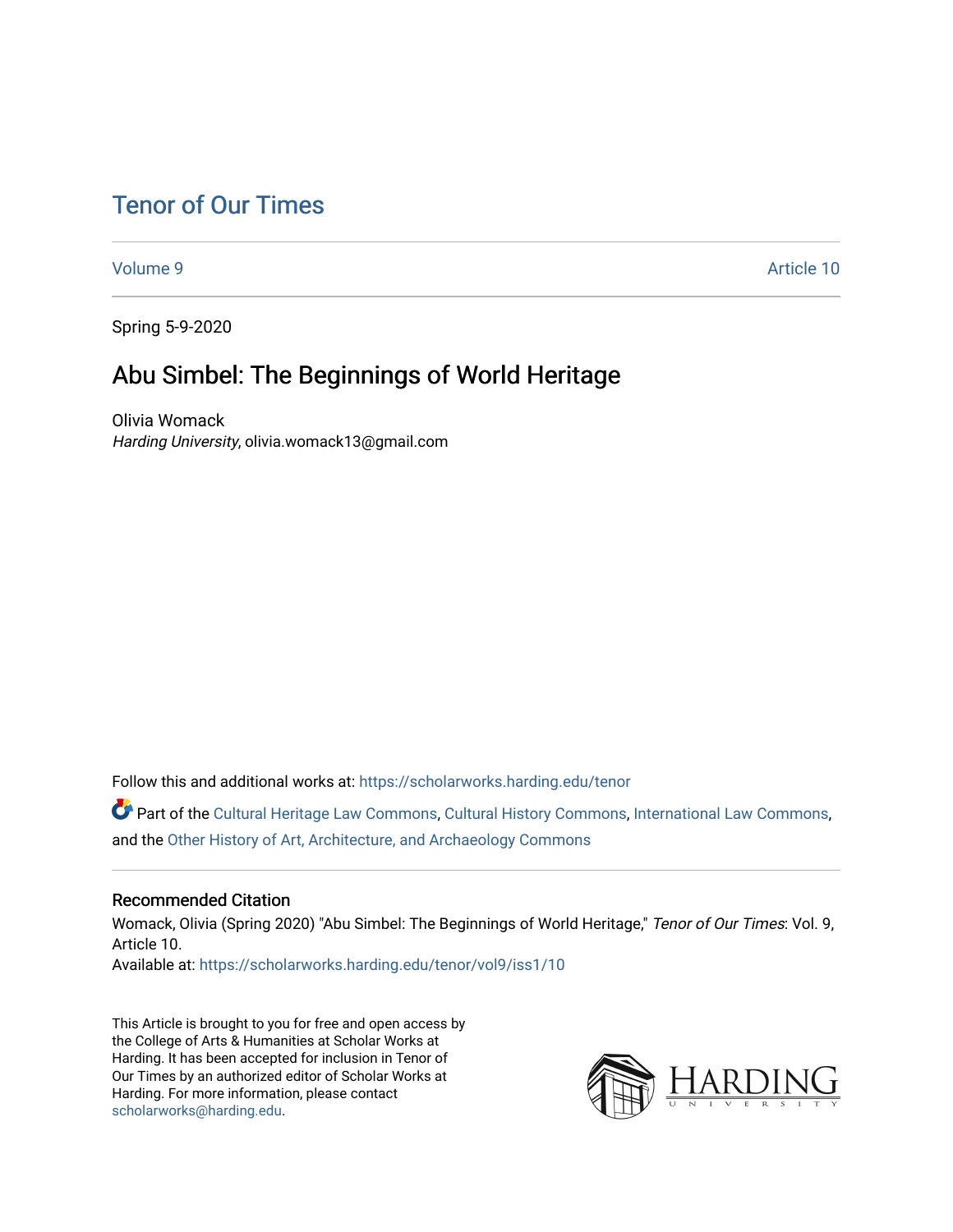# Tenor of Our Times

Volume 9 Article 10

Spring 5-9-2020

## Abu Simbel: The Beginnings of World Heritage

Olivia Womack
*Harding University*, olivia.womack13@gmail.com

Follow this and additional works at: https://scholarworks.harding.edu/tenor

Part of the Cultural Heritage Law Commons, Cultural History Commons, International Law Commons, and the Other History of Art, Architecture, and Archaeology Commons

### Recommended Citation

Womack, Olivia (Spring 2020) "Abu Simbel: The Beginnings of World Heritage," *Tenor of Our Times*: Vol. 9, Article 10.
Available at: https://scholarworks.harding.edu/tenor/vol9/iss1/10

This Article is brought to you for free and open access by the College of Arts & Humanities at Scholar Works at Harding. It has been accepted for inclusion in Tenor of Our Times by an authorized editor of Scholar Works at Harding. For more information, please contact scholarworks@harding.edu.

HARDING UNIVERSITY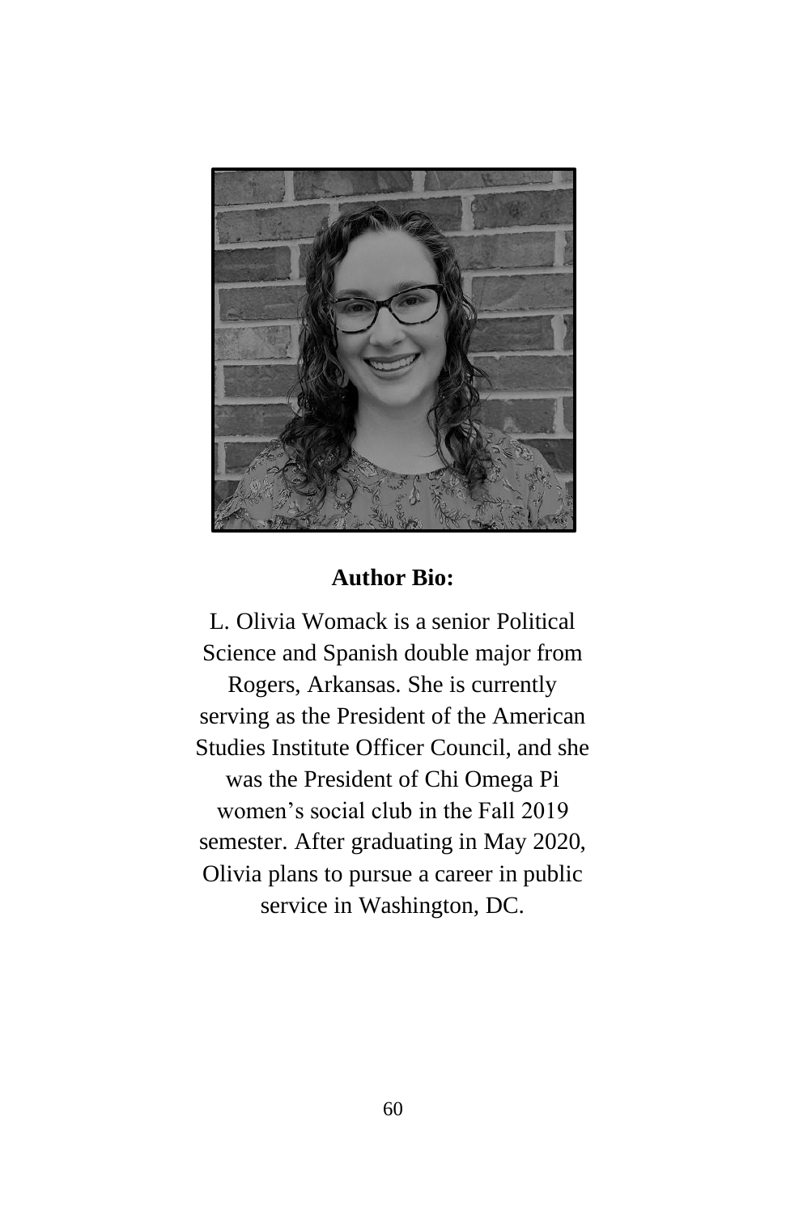**Author Bio:**

L. Olivia Womack is a senior Political Science and Spanish double major from Rogers, Arkansas. She is currently serving as the President of the American Studies Institute Officer Council, and she was the President of Chi Omega Pi women's social club in the Fall 2019 semester. After graduating in May 2020, Olivia plans to pursue a career in public service in Washington, DC.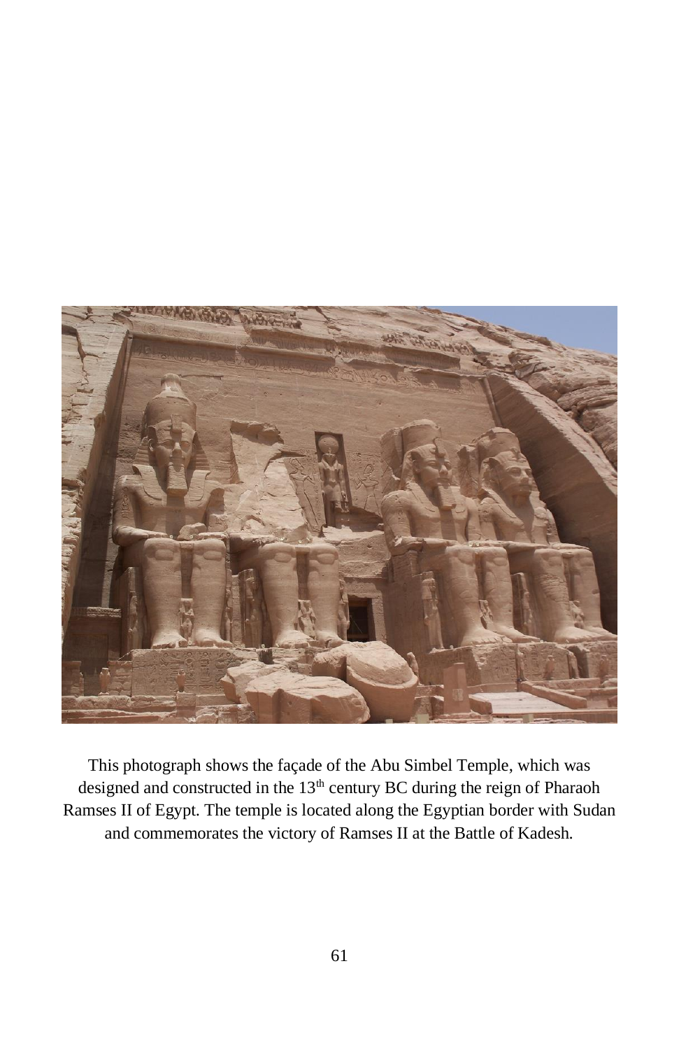This photograph shows the façade of the Abu Simbel Temple, which was designed and constructed in the 13th century BC during the reign of Pharaoh Ramses II of Egypt. The temple is located along the Egyptian border with Sudan and commemorates the victory of Ramses II at the Battle of Kadesh.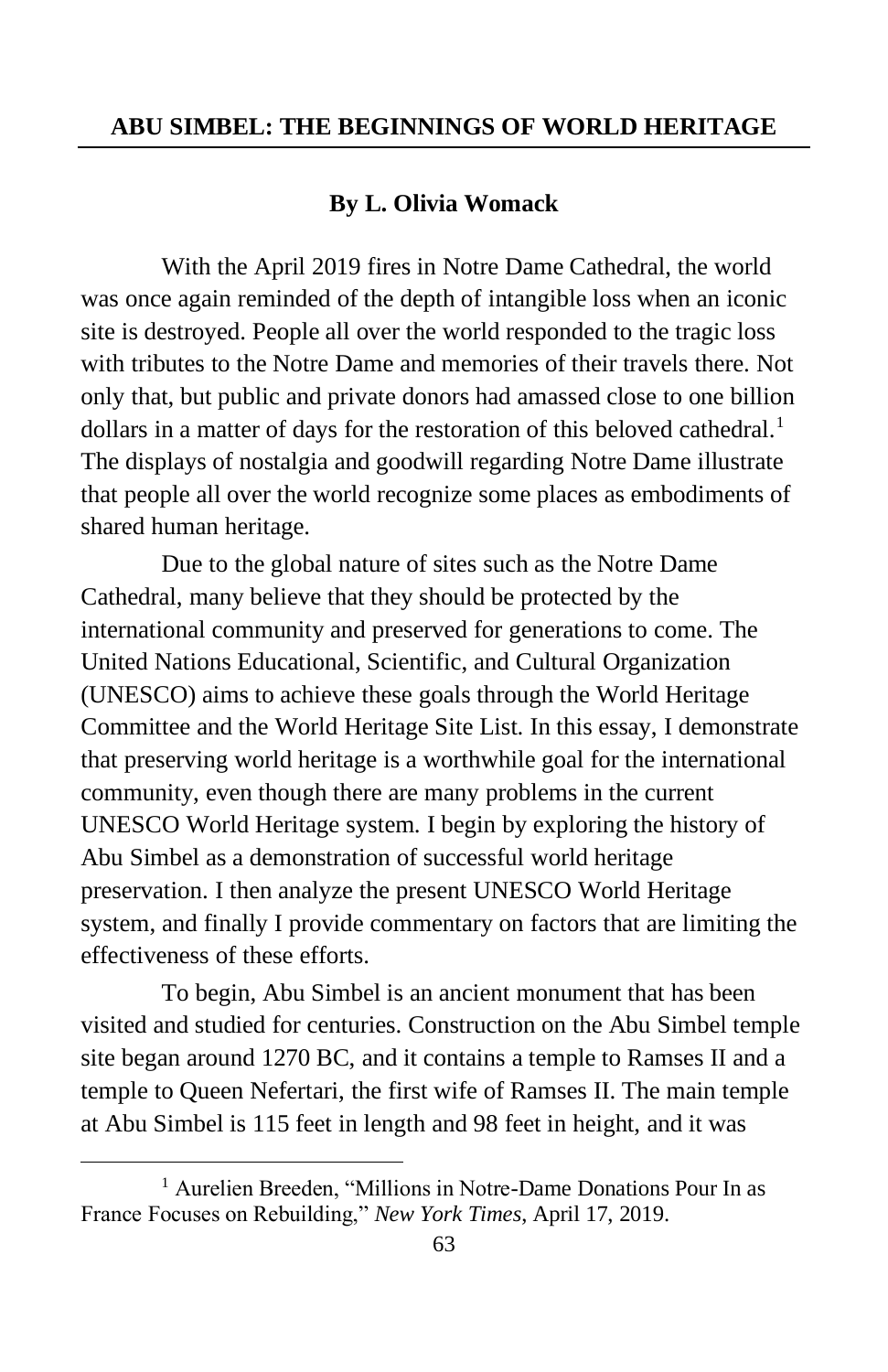## ABU SIMBEL: THE BEGINNINGS OF WORLD HERITAGE

**By L. Olivia Womack**

With the April 2019 fires in Notre Dame Cathedral, the world was once again reminded of the depth of intangible loss when an iconic site is destroyed. People all over the world responded to the tragic loss with tributes to the Notre Dame and memories of their travels there. Not only that, but public and private donors had amassed close to one billion dollars in a matter of days for the restoration of this beloved cathedral.[1] The displays of nostalgia and goodwill regarding Notre Dame illustrate that people all over the world recognize some places as embodiments of shared human heritage.

Due to the global nature of sites such as the Notre Dame Cathedral, many believe that they should be protected by the international community and preserved for generations to come. The United Nations Educational, Scientific, and Cultural Organization (UNESCO) aims to achieve these goals through the World Heritage Committee and the World Heritage Site List. In this essay, I demonstrate that preserving world heritage is a worthwhile goal for the international community, even though there are many problems in the current UNESCO World Heritage system. I begin by exploring the history of Abu Simbel as a demonstration of successful world heritage preservation. I then analyze the present UNESCO World Heritage system, and finally I provide commentary on factors that are limiting the effectiveness of these efforts.

To begin, Abu Simbel is an ancient monument that has been visited and studied for centuries. Construction on the Abu Simbel temple site began around 1270 BC, and it contains a temple to Ramses II and a temple to Queen Nefertari, the first wife of Ramses II. The main temple at Abu Simbel is 115 feet in length and 98 feet in height, and it was

[1] Aurelien Breeden, "Millions in Notre-Dame Donations Pour In as France Focuses on Rebuilding," *New York Times*, April 17, 2019.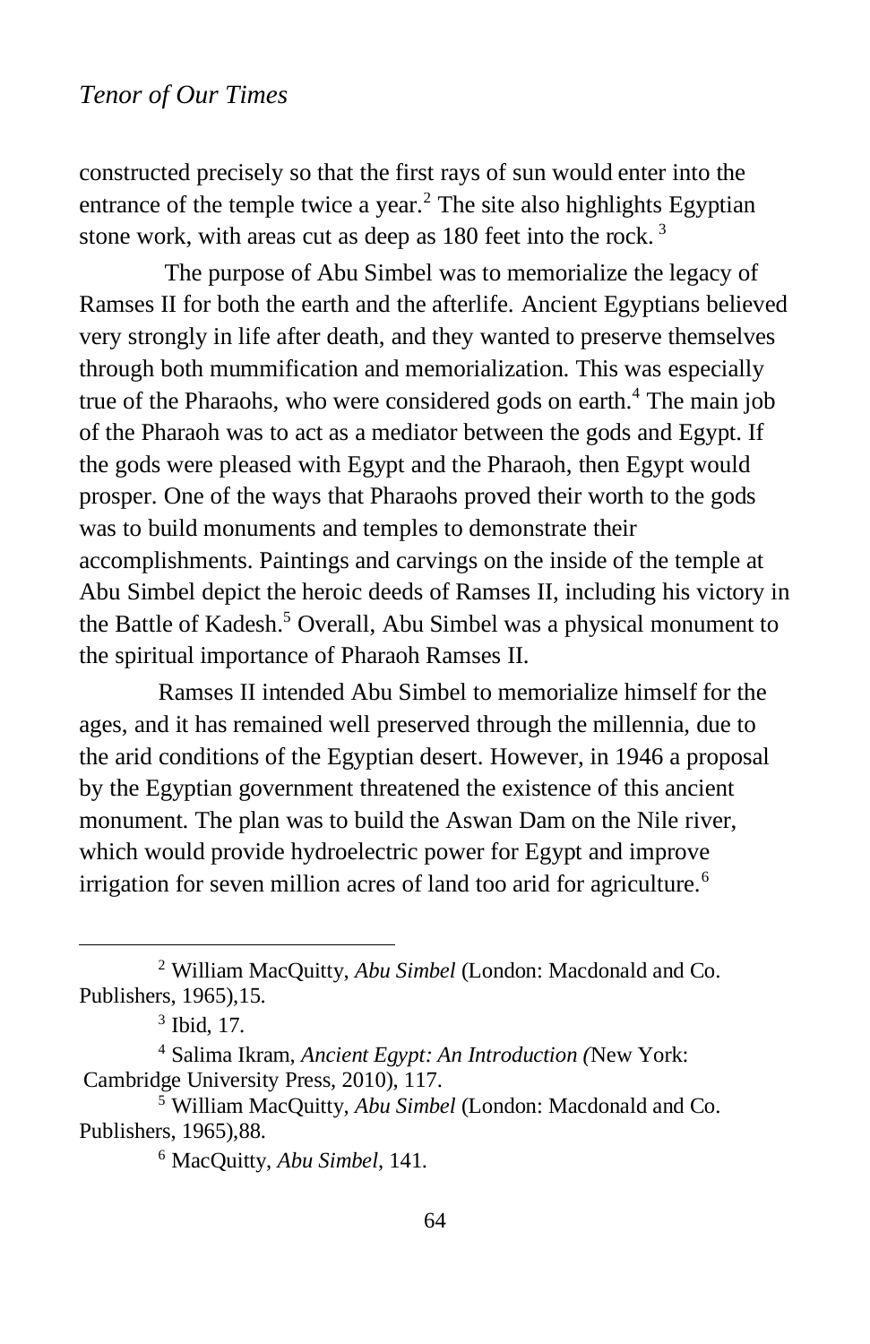constructed precisely so that the first rays of sun would enter into the entrance of the temple twice a year.[2] The site also highlights Egyptian stone work, with areas cut as deep as 180 feet into the rock.[3]

The purpose of Abu Simbel was to memorialize the legacy of Ramses II for both the earth and the afterlife. Ancient Egyptians believed very strongly in life after death, and they wanted to preserve themselves through both mummification and memorialization. This was especially true of the Pharaohs, who were considered gods on earth.[4] The main job of the Pharaoh was to act as a mediator between the gods and Egypt. If the gods were pleased with Egypt and the Pharaoh, then Egypt would prosper. One of the ways that Pharaohs proved their worth to the gods was to build monuments and temples to demonstrate their accomplishments. Paintings and carvings on the inside of the temple at Abu Simbel depict the heroic deeds of Ramses II, including his victory in the Battle of Kadesh.[5] Overall, Abu Simbel was a physical monument to the spiritual importance of Pharaoh Ramses II.

Ramses II intended Abu Simbel to memorialize himself for the ages, and it has remained well preserved through the millennia, due to the arid conditions of the Egyptian desert. However, in 1946 a proposal by the Egyptian government threatened the existence of this ancient monument. The plan was to build the Aswan Dam on the Nile river, which would provide hydroelectric power for Egypt and improve irrigation for seven million acres of land too arid for agriculture.[6]

---

[2] William MacQuitty, *Abu Simbel* (London: Macdonald and Co. Publishers, 1965),15.

[3] Ibid, 17.

[4] Salima Ikram, *Ancient Egypt: An Introduction (*New York: Cambridge University Press, 2010), 117.

[5] William MacQuitty, *Abu Simbel* (London: Macdonald and Co. Publishers, 1965),88.

[6] MacQuitty, *Abu Simbel*, 141.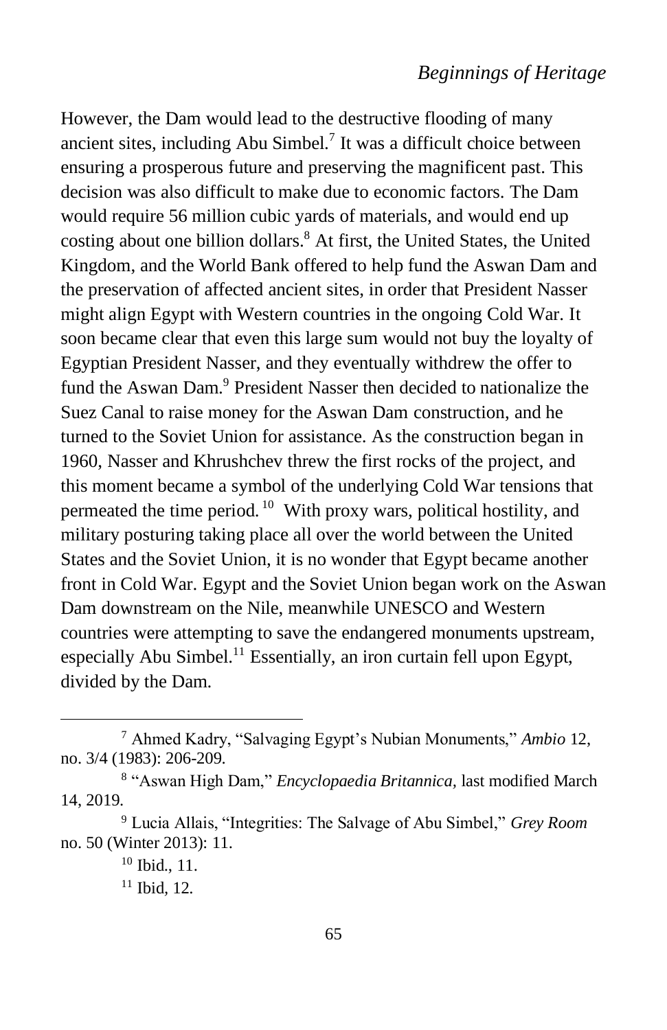However, the Dam would lead to the destructive flooding of many ancient sites, including Abu Simbel.[7] It was a difficult choice between ensuring a prosperous future and preserving the magnificent past. This decision was also difficult to make due to economic factors. The Dam would require 56 million cubic yards of materials, and would end up costing about one billion dollars.[8] At first, the United States, the United Kingdom, and the World Bank offered to help fund the Aswan Dam and the preservation of affected ancient sites, in order that President Nasser might align Egypt with Western countries in the ongoing Cold War. It soon became clear that even this large sum would not buy the loyalty of Egyptian President Nasser, and they eventually withdrew the offer to fund the Aswan Dam.[9] President Nasser then decided to nationalize the Suez Canal to raise money for the Aswan Dam construction, and he turned to the Soviet Union for assistance. As the construction began in 1960, Nasser and Khrushchev threw the first rocks of the project, and this moment became a symbol of the underlying Cold War tensions that permeated the time period.[10] With proxy wars, political hostility, and military posturing taking place all over the world between the United States and the Soviet Union, it is no wonder that Egypt became another front in Cold War. Egypt and the Soviet Union began work on the Aswan Dam downstream on the Nile, meanwhile UNESCO and Western countries were attempting to save the endangered monuments upstream, especially Abu Simbel.[11] Essentially, an iron curtain fell upon Egypt, divided by the Dam.

---

[7] Ahmed Kadry, "Salvaging Egypt's Nubian Monuments," *Ambio* 12, no. 3/4 (1983): 206-209.

[8] "Aswan High Dam," *Encyclopaedia Britannica,* last modified March 14, 2019.

[9] Lucia Allais, "Integrities: The Salvage of Abu Simbel," *Grey Room* no. 50 (Winter 2013): 11.

[10] Ibid., 11.

[11] Ibid, 12.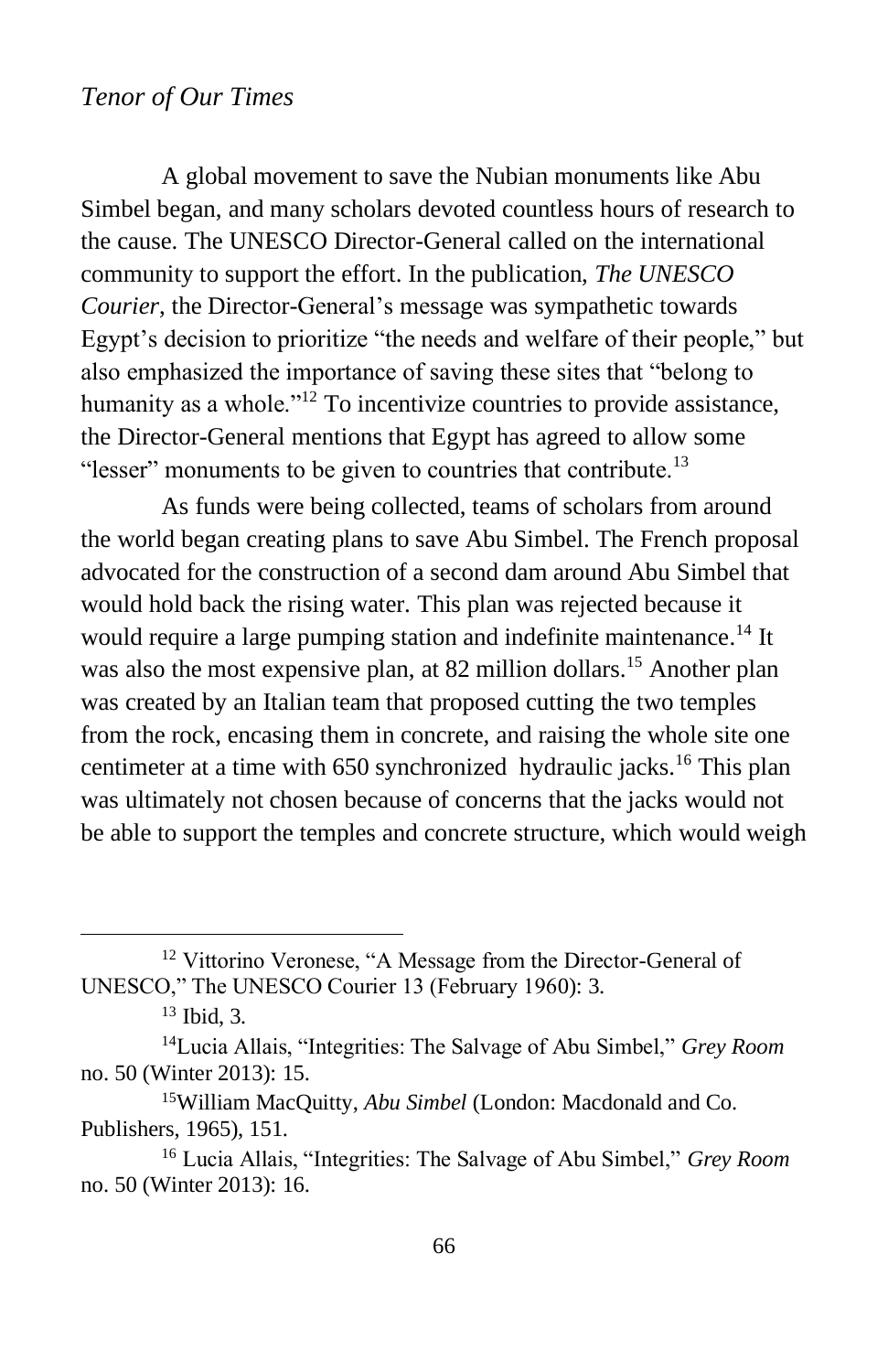A global movement to save the Nubian monuments like Abu Simbel began, and many scholars devoted countless hours of research to the cause. The UNESCO Director-General called on the international community to support the effort. In the publication, *The UNESCO Courier*, the Director-General's message was sympathetic towards Egypt's decision to prioritize "the needs and welfare of their people," but also emphasized the importance of saving these sites that "belong to humanity as a whole."[12] To incentivize countries to provide assistance, the Director-General mentions that Egypt has agreed to allow some "lesser" monuments to be given to countries that contribute.[13]

As funds were being collected, teams of scholars from around the world began creating plans to save Abu Simbel. The French proposal advocated for the construction of a second dam around Abu Simbel that would hold back the rising water. This plan was rejected because it would require a large pumping station and indefinite maintenance.[14] It was also the most expensive plan, at 82 million dollars.[15] Another plan was created by an Italian team that proposed cutting the two temples from the rock, encasing them in concrete, and raising the whole site one centimeter at a time with 650 synchronized hydraulic jacks.[16] This plan was ultimately not chosen because of concerns that the jacks would not be able to support the temples and concrete structure, which would weigh

---

[12] Vittorino Veronese, "A Message from the Director-General of UNESCO," The UNESCO Courier 13 (February 1960): 3.

[13] Ibid, 3.

[14] Lucia Allais, "Integrities: The Salvage of Abu Simbel," *Grey Room* no. 50 (Winter 2013): 15.

[15] William MacQuitty, *Abu Simbel* (London: Macdonald and Co. Publishers, 1965), 151.

[16] Lucia Allais, "Integrities: The Salvage of Abu Simbel," *Grey Room* no. 50 (Winter 2013): 16.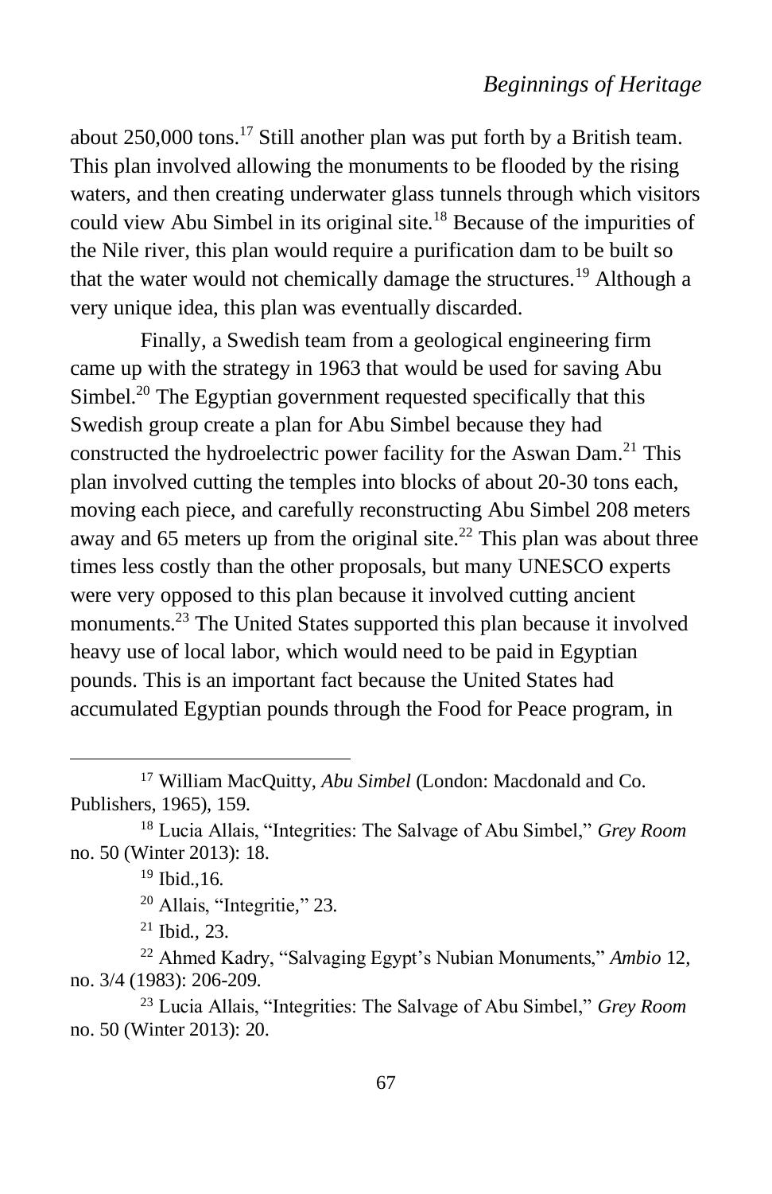about 250,000 tons.[17] Still another plan was put forth by a British team. This plan involved allowing the monuments to be flooded by the rising waters, and then creating underwater glass tunnels through which visitors could view Abu Simbel in its original site.[18] Because of the impurities of the Nile river, this plan would require a purification dam to be built so that the water would not chemically damage the structures.[19] Although a very unique idea, this plan was eventually discarded.

Finally, a Swedish team from a geological engineering firm came up with the strategy in 1963 that would be used for saving Abu Simbel.[20] The Egyptian government requested specifically that this Swedish group create a plan for Abu Simbel because they had constructed the hydroelectric power facility for the Aswan Dam.[21] This plan involved cutting the temples into blocks of about 20-30 tons each, moving each piece, and carefully reconstructing Abu Simbel 208 meters away and 65 meters up from the original site.[22] This plan was about three times less costly than the other proposals, but many UNESCO experts were very opposed to this plan because it involved cutting ancient monuments.[23] The United States supported this plan because it involved heavy use of local labor, which would need to be paid in Egyptian pounds. This is an important fact because the United States had accumulated Egyptian pounds through the Food for Peace program, in

---

[17] William MacQuitty, *Abu Simbel* (London: Macdonald and Co. Publishers, 1965), 159.

[18] Lucia Allais, "Integrities: The Salvage of Abu Simbel," *Grey Room* no. 50 (Winter 2013): 18.

[19] Ibid.,16.

[20] Allais, "Integritie," 23.

[21] Ibid., 23.

[22] Ahmed Kadry, "Salvaging Egypt's Nubian Monuments," *Ambio* 12, no. 3/4 (1983): 206-209.

[23] Lucia Allais, "Integrities: The Salvage of Abu Simbel," *Grey Room* no. 50 (Winter 2013): 20.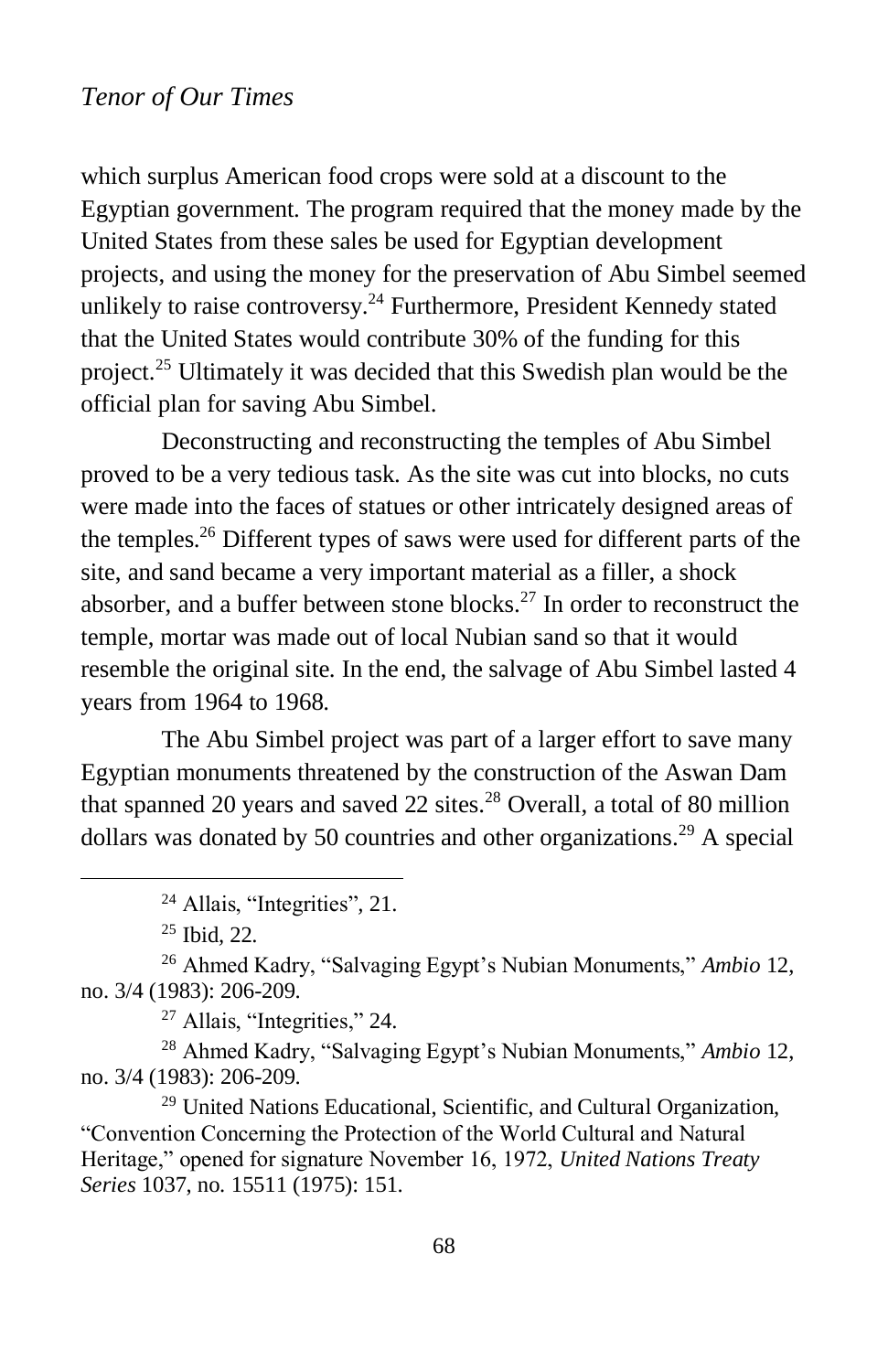which surplus American food crops were sold at a discount to the Egyptian government. The program required that the money made by the United States from these sales be used for Egyptian development projects, and using the money for the preservation of Abu Simbel seemed unlikely to raise controversy.[24] Furthermore, President Kennedy stated that the United States would contribute 30% of the funding for this project.[25] Ultimately it was decided that this Swedish plan would be the official plan for saving Abu Simbel.

Deconstructing and reconstructing the temples of Abu Simbel proved to be a very tedious task. As the site was cut into blocks, no cuts were made into the faces of statues or other intricately designed areas of the temples.[26] Different types of saws were used for different parts of the site, and sand became a very important material as a filler, a shock absorber, and a buffer between stone blocks.[27] In order to reconstruct the temple, mortar was made out of local Nubian sand so that it would resemble the original site. In the end, the salvage of Abu Simbel lasted 4 years from 1964 to 1968.

The Abu Simbel project was part of a larger effort to save many Egyptian monuments threatened by the construction of the Aswan Dam that spanned 20 years and saved 22 sites.[28] Overall, a total of 80 million dollars was donated by 50 countries and other organizations.[29] A special

---

[24] Allais, "Integrities", 21.

[25] Ibid, 22.

[26] Ahmed Kadry, "Salvaging Egypt's Nubian Monuments," *Ambio* 12, no. 3/4 (1983): 206-209.

[27] Allais, "Integrities," 24.

[28] Ahmed Kadry, "Salvaging Egypt's Nubian Monuments," *Ambio* 12, no. 3/4 (1983): 206-209.

[29] United Nations Educational, Scientific, and Cultural Organization, "Convention Concerning the Protection of the World Cultural and Natural Heritage," opened for signature November 16, 1972, *United Nations Treaty Series* 1037, no. 15511 (1975): 151.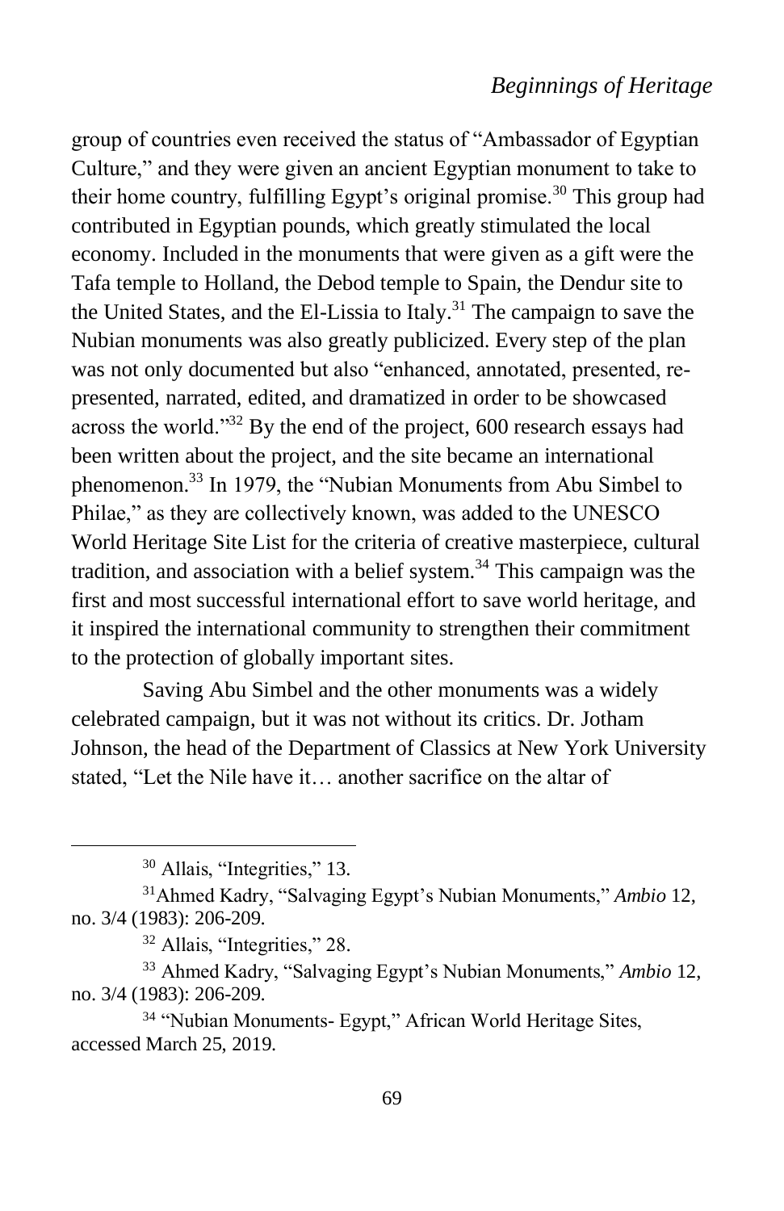group of countries even received the status of "Ambassador of Egyptian Culture," and they were given an ancient Egyptian monument to take to their home country, fulfilling Egypt's original promise.[30] This group had contributed in Egyptian pounds, which greatly stimulated the local economy. Included in the monuments that were given as a gift were the Tafa temple to Holland, the Debod temple to Spain, the Dendur site to the United States, and the El-Lissia to Italy.[31] The campaign to save the Nubian monuments was also greatly publicized. Every step of the plan was not only documented but also "enhanced, annotated, presented, re-presented, narrated, edited, and dramatized in order to be showcased across the world."[32] By the end of the project, 600 research essays had been written about the project, and the site became an international phenomenon.[33] In 1979, the "Nubian Monuments from Abu Simbel to Philae," as they are collectively known, was added to the UNESCO World Heritage Site List for the criteria of creative masterpiece, cultural tradition, and association with a belief system.[34] This campaign was the first and most successful international effort to save world heritage, and it inspired the international community to strengthen their commitment to the protection of globally important sites.

Saving Abu Simbel and the other monuments was a widely celebrated campaign, but it was not without its critics. Dr. Jotham Johnson, the head of the Department of Classics at New York University stated, "Let the Nile have it… another sacrifice on the altar of

---

[30] Allais, "Integrities," 13.

[31] Ahmed Kadry, "Salvaging Egypt's Nubian Monuments," *Ambio* 12, no. 3/4 (1983): 206-209.

[32] Allais, "Integrities," 28.

[33] Ahmed Kadry, "Salvaging Egypt's Nubian Monuments," *Ambio* 12, no. 3/4 (1983): 206-209.

[34] "Nubian Monuments- Egypt," African World Heritage Sites, accessed March 25, 2019.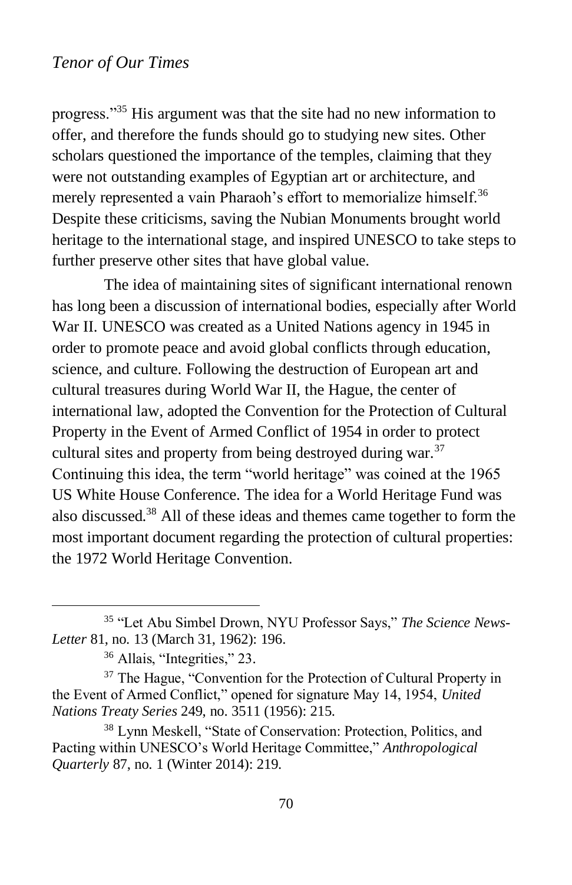progress."[35] His argument was that the site had no new information to offer, and therefore the funds should go to studying new sites. Other scholars questioned the importance of the temples, claiming that they were not outstanding examples of Egyptian art or architecture, and merely represented a vain Pharaoh's effort to memorialize himself.[36] Despite these criticisms, saving the Nubian Monuments brought world heritage to the international stage, and inspired UNESCO to take steps to further preserve other sites that have global value.

The idea of maintaining sites of significant international renown has long been a discussion of international bodies, especially after World War II. UNESCO was created as a United Nations agency in 1945 in order to promote peace and avoid global conflicts through education, science, and culture. Following the destruction of European art and cultural treasures during World War II, the Hague, the center of international law, adopted the Convention for the Protection of Cultural Property in the Event of Armed Conflict of 1954 in order to protect cultural sites and property from being destroyed during war.[37] Continuing this idea, the term "world heritage" was coined at the 1965 US White House Conference. The idea for a World Heritage Fund was also discussed.[38] All of these ideas and themes came together to form the most important document regarding the protection of cultural properties: the 1972 World Heritage Convention.

---

[35] "Let Abu Simbel Drown, NYU Professor Says," *The Science News-Letter* 81, no. 13 (March 31, 1962): 196.

[36] Allais, "Integrities," 23.

[37] The Hague, "Convention for the Protection of Cultural Property in the Event of Armed Conflict," opened for signature May 14, 1954, *United Nations Treaty Series* 249, no. 3511 (1956): 215.

[38] Lynn Meskell, "State of Conservation: Protection, Politics, and Pacting within UNESCO's World Heritage Committee," *Anthropological Quarterly* 87, no. 1 (Winter 2014): 219.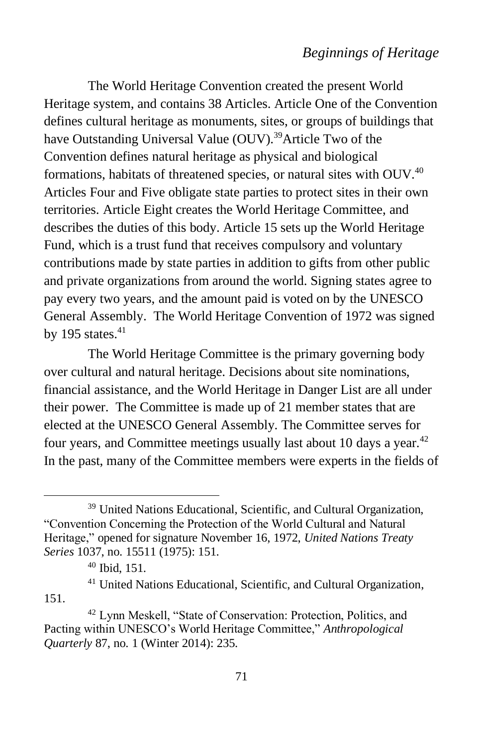The World Heritage Convention created the present World Heritage system, and contains 38 Articles. Article One of the Convention defines cultural heritage as monuments, sites, or groups of buildings that have Outstanding Universal Value (OUV).[39]Article Two of the Convention defines natural heritage as physical and biological formations, habitats of threatened species, or natural sites with OUV.[40] Articles Four and Five obligate state parties to protect sites in their own territories. Article Eight creates the World Heritage Committee, and describes the duties of this body. Article 15 sets up the World Heritage Fund, which is a trust fund that receives compulsory and voluntary contributions made by state parties in addition to gifts from other public and private organizations from around the world. Signing states agree to pay every two years, and the amount paid is voted on by the UNESCO General Assembly. The World Heritage Convention of 1972 was signed by 195 states.[41]

The World Heritage Committee is the primary governing body over cultural and natural heritage. Decisions about site nominations, financial assistance, and the World Heritage in Danger List are all under their power. The Committee is made up of 21 member states that are elected at the UNESCO General Assembly. The Committee serves for four years, and Committee meetings usually last about 10 days a year.[42] In the past, many of the Committee members were experts in the fields of

---

[39] United Nations Educational, Scientific, and Cultural Organization, "Convention Concerning the Protection of the World Cultural and Natural Heritage," opened for signature November 16, 1972, *United Nations Treaty Series* 1037, no. 15511 (1975): 151.

[40] Ibid, 151.

[41] United Nations Educational, Scientific, and Cultural Organization, 151.

[42] Lynn Meskell, "State of Conservation: Protection, Politics, and Pacting within UNESCO's World Heritage Committee," *Anthropological Quarterly* 87, no. 1 (Winter 2014): 235.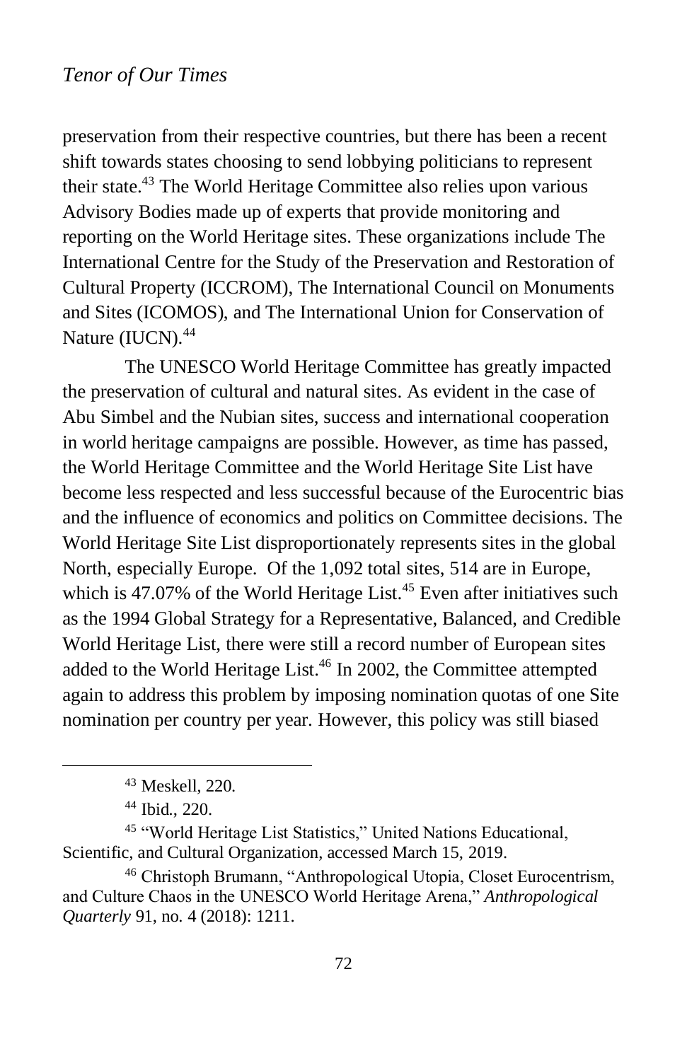preservation from their respective countries, but there has been a recent shift towards states choosing to send lobbying politicians to represent their state.[43] The World Heritage Committee also relies upon various Advisory Bodies made up of experts that provide monitoring and reporting on the World Heritage sites. These organizations include The International Centre for the Study of the Preservation and Restoration of Cultural Property (ICCROM), The International Council on Monuments and Sites (ICOMOS), and The International Union for Conservation of Nature (IUCN).[44]

The UNESCO World Heritage Committee has greatly impacted the preservation of cultural and natural sites. As evident in the case of Abu Simbel and the Nubian sites, success and international cooperation in world heritage campaigns are possible. However, as time has passed, the World Heritage Committee and the World Heritage Site List have become less respected and less successful because of the Eurocentric bias and the influence of economics and politics on Committee decisions. The World Heritage Site List disproportionately represents sites in the global North, especially Europe. Of the 1,092 total sites, 514 are in Europe, which is 47.07% of the World Heritage List.[45] Even after initiatives such as the 1994 Global Strategy for a Representative, Balanced, and Credible World Heritage List, there were still a record number of European sites added to the World Heritage List.[46] In 2002, the Committee attempted again to address this problem by imposing nomination quotas of one Site nomination per country per year. However, this policy was still biased

---

[43] Meskell, 220.

[44] Ibid., 220.

[45] "World Heritage List Statistics," United Nations Educational, Scientific, and Cultural Organization, accessed March 15, 2019.

[46] Christoph Brumann, "Anthropological Utopia, Closet Eurocentrism, and Culture Chaos in the UNESCO World Heritage Arena," *Anthropological Quarterly* 91, no. 4 (2018): 1211.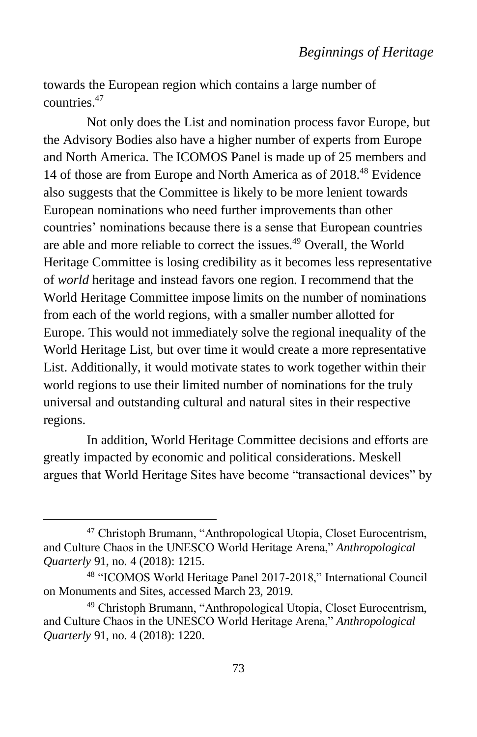towards the European region which contains a large number of countries.[47]

Not only does the List and nomination process favor Europe, but the Advisory Bodies also have a higher number of experts from Europe and North America. The ICOMOS Panel is made up of 25 members and 14 of those are from Europe and North America as of 2018.[48] Evidence also suggests that the Committee is likely to be more lenient towards European nominations who need further improvements than other countries' nominations because there is a sense that European countries are able and more reliable to correct the issues.[49] Overall, the World Heritage Committee is losing credibility as it becomes less representative of *world* heritage and instead favors one region. I recommend that the World Heritage Committee impose limits on the number of nominations from each of the world regions, with a smaller number allotted for Europe. This would not immediately solve the regional inequality of the World Heritage List, but over time it would create a more representative List. Additionally, it would motivate states to work together within their world regions to use their limited number of nominations for the truly universal and outstanding cultural and natural sites in their respective regions.

In addition, World Heritage Committee decisions and efforts are greatly impacted by economic and political considerations. Meskell argues that World Heritage Sites have become "transactional devices" by

---

[47] Christoph Brumann, "Anthropological Utopia, Closet Eurocentrism, and Culture Chaos in the UNESCO World Heritage Arena," *Anthropological Quarterly* 91, no. 4 (2018): 1215.

[48] "ICOMOS World Heritage Panel 2017-2018," International Council on Monuments and Sites, accessed March 23, 2019.

[49] Christoph Brumann, "Anthropological Utopia, Closet Eurocentrism, and Culture Chaos in the UNESCO World Heritage Arena," *Anthropological Quarterly* 91, no. 4 (2018): 1220.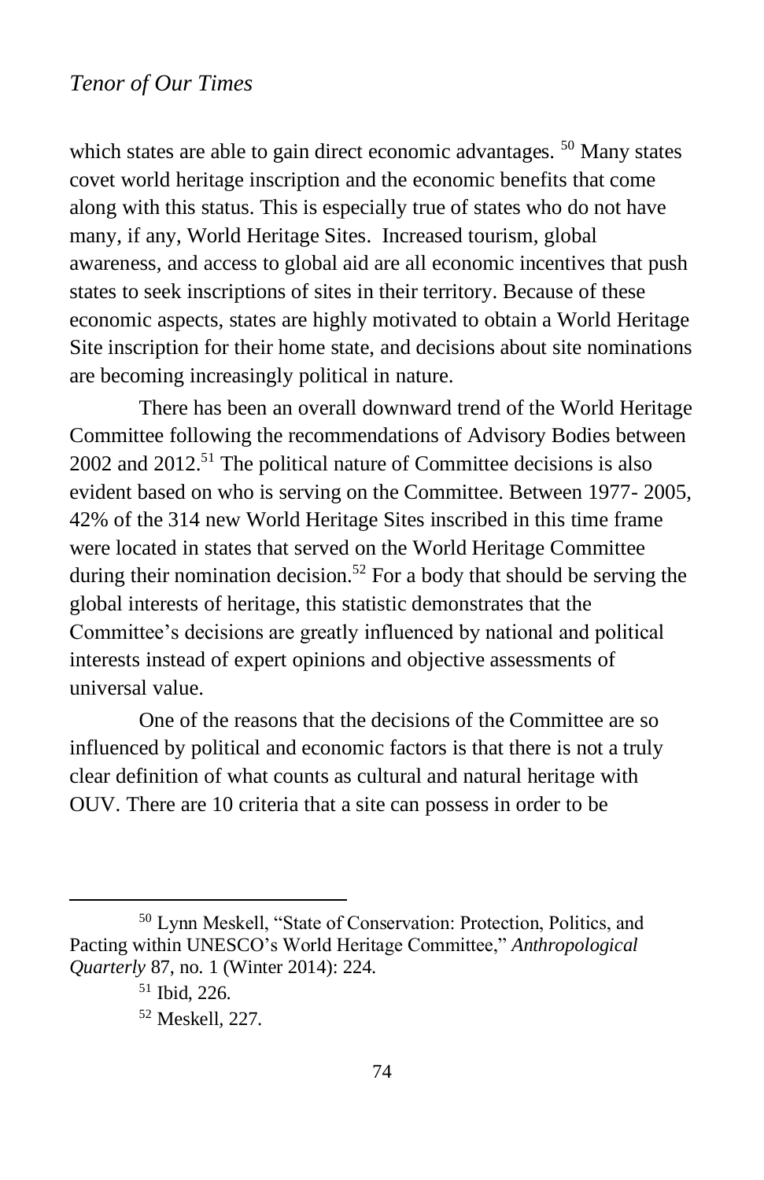which states are able to gain direct economic advantages. [50] Many states covet world heritage inscription and the economic benefits that come along with this status. This is especially true of states who do not have many, if any, World Heritage Sites. Increased tourism, global awareness, and access to global aid are all economic incentives that push states to seek inscriptions of sites in their territory. Because of these economic aspects, states are highly motivated to obtain a World Heritage Site inscription for their home state, and decisions about site nominations are becoming increasingly political in nature.

There has been an overall downward trend of the World Heritage Committee following the recommendations of Advisory Bodies between 2002 and 2012.[51] The political nature of Committee decisions is also evident based on who is serving on the Committee. Between 1977- 2005, 42% of the 314 new World Heritage Sites inscribed in this time frame were located in states that served on the World Heritage Committee during their nomination decision.[52] For a body that should be serving the global interests of heritage, this statistic demonstrates that the Committee's decisions are greatly influenced by national and political interests instead of expert opinions and objective assessments of universal value.

One of the reasons that the decisions of the Committee are so influenced by political and economic factors is that there is not a truly clear definition of what counts as cultural and natural heritage with OUV. There are 10 criteria that a site can possess in order to be

---

[50] Lynn Meskell, "State of Conservation: Protection, Politics, and Pacting within UNESCO's World Heritage Committee," *Anthropological Quarterly* 87, no. 1 (Winter 2014): 224.

[51] Ibid, 226.

[52] Meskell, 227.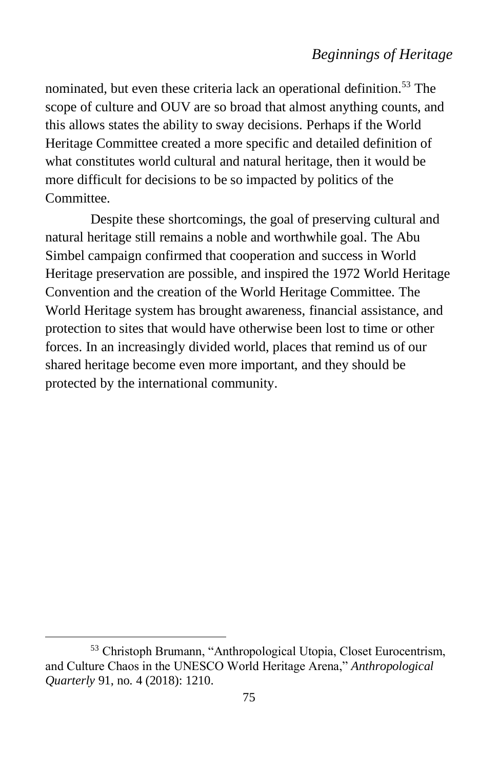nominated, but even these criteria lack an operational definition.[53] The scope of culture and OUV are so broad that almost anything counts, and this allows states the ability to sway decisions. Perhaps if the World Heritage Committee created a more specific and detailed definition of what constitutes world cultural and natural heritage, then it would be more difficult for decisions to be so impacted by politics of the Committee.

Despite these shortcomings, the goal of preserving cultural and natural heritage still remains a noble and worthwhile goal. The Abu Simbel campaign confirmed that cooperation and success in World Heritage preservation are possible, and inspired the 1972 World Heritage Convention and the creation of the World Heritage Committee. The World Heritage system has brought awareness, financial assistance, and protection to sites that would have otherwise been lost to time or other forces. In an increasingly divided world, places that remind us of our shared heritage become even more important, and they should be protected by the international community.

[53] Christoph Brumann, "Anthropological Utopia, Closet Eurocentrism, and Culture Chaos in the UNESCO World Heritage Arena," *Anthropological Quarterly* 91, no. 4 (2018): 1210.